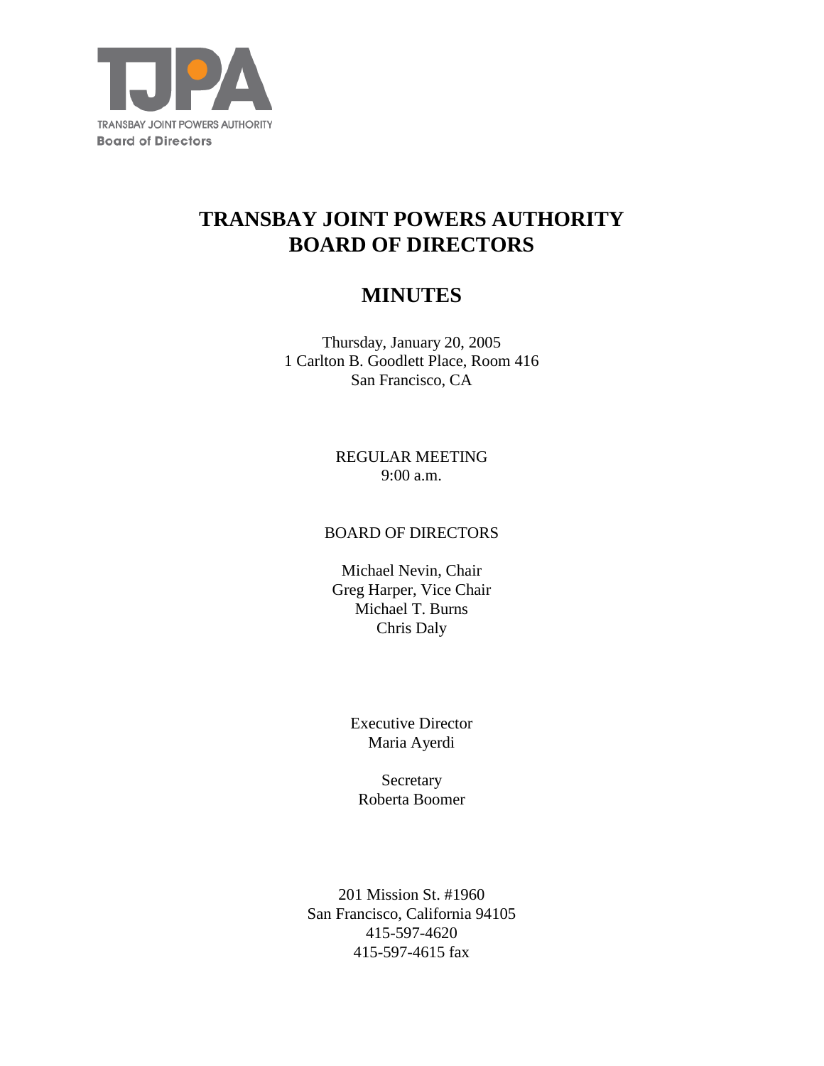TJPA

TRANSBAY JOINT POWERS AUTHORITY

Board of Directors

# TRANSBAY JOINT POWERS AUTHORITY BOARD OF DIRECTORS

# MINUTES

Thursday, January 20, 2005
1 Carlton B. Goodlett Place, Room 416
San Francisco, CA

REGULAR MEETING
9:00 a.m.

BOARD OF DIRECTORS

Michael Nevin, Chair
Greg Harper, Vice Chair
Michael T. Burns
Chris Daly

Executive Director
Maria Ayerdi

Secretary
Roberta Boomer

201 Mission St. #1960
San Francisco, California 94105
415-597-4620
415-597-4615 fax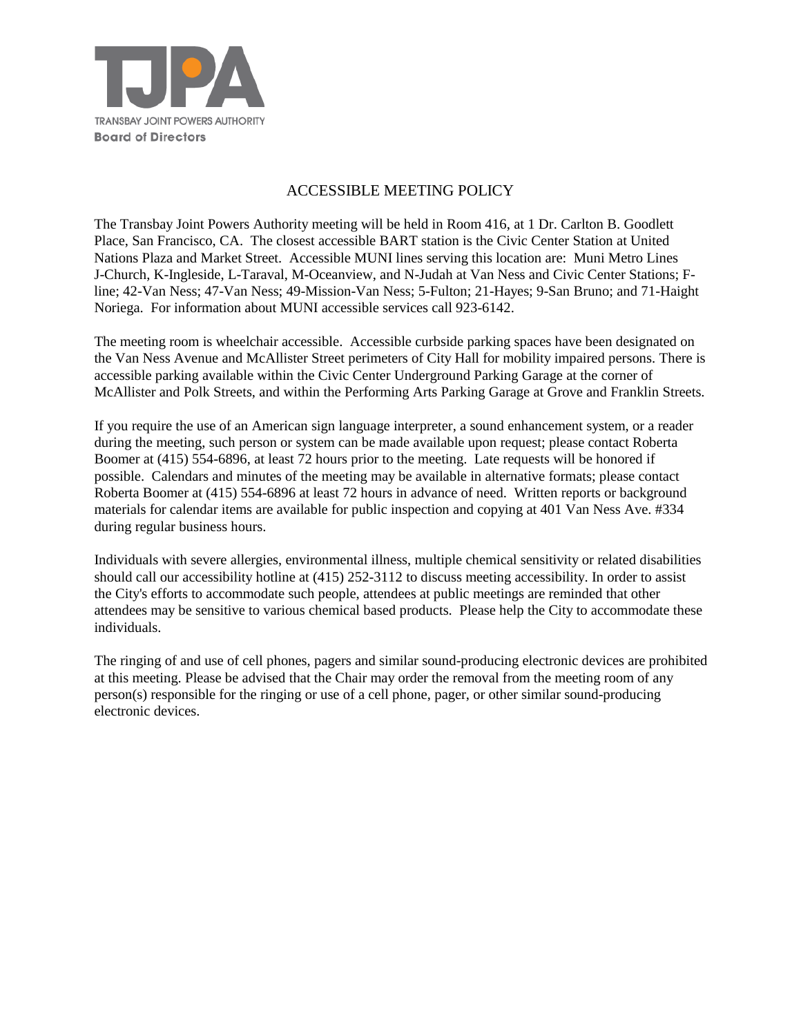TRANSBAY JOINT POWERS AUTHORITY

**Board of Directors**

# ACCESSIBLE MEETING POLICY

The Transbay Joint Powers Authority meeting will be held in Room 416, at 1 Dr. Carlton B. Goodlett Place, San Francisco, CA. The closest accessible BART station is the Civic Center Station at United Nations Plaza and Market Street. Accessible MUNI lines serving this location are: Muni Metro Lines J-Church, K-Ingleside, L-Taraval, M-Oceanview, and N-Judah at Van Ness and Civic Center Stations; F-line; 42-Van Ness; 47-Van Ness; 49-Mission-Van Ness; 5-Fulton; 21-Hayes; 9-San Bruno; and 71-Haight Noriega. For information about MUNI accessible services call 923-6142.

The meeting room is wheelchair accessible. Accessible curbside parking spaces have been designated on the Van Ness Avenue and McAllister Street perimeters of City Hall for mobility impaired persons. There is accessible parking available within the Civic Center Underground Parking Garage at the corner of McAllister and Polk Streets, and within the Performing Arts Parking Garage at Grove and Franklin Streets.

If you require the use of an American sign language interpreter, a sound enhancement system, or a reader during the meeting, such person or system can be made available upon request; please contact Roberta Boomer at (415) 554-6896, at least 72 hours prior to the meeting. Late requests will be honored if possible. Calendars and minutes of the meeting may be available in alternative formats; please contact Roberta Boomer at (415) 554-6896 at least 72 hours in advance of need. Written reports or background materials for calendar items are available for public inspection and copying at 401 Van Ness Ave. #334 during regular business hours.

Individuals with severe allergies, environmental illness, multiple chemical sensitivity or related disabilities should call our accessibility hotline at (415) 252-3112 to discuss meeting accessibility. In order to assist the City's efforts to accommodate such people, attendees at public meetings are reminded that other attendees may be sensitive to various chemical based products. Please help the City to accommodate these individuals.

The ringing of and use of cell phones, pagers and similar sound-producing electronic devices are prohibited at this meeting. Please be advised that the Chair may order the removal from the meeting room of any person(s) responsible for the ringing or use of a cell phone, pager, or other similar sound-producing electronic devices.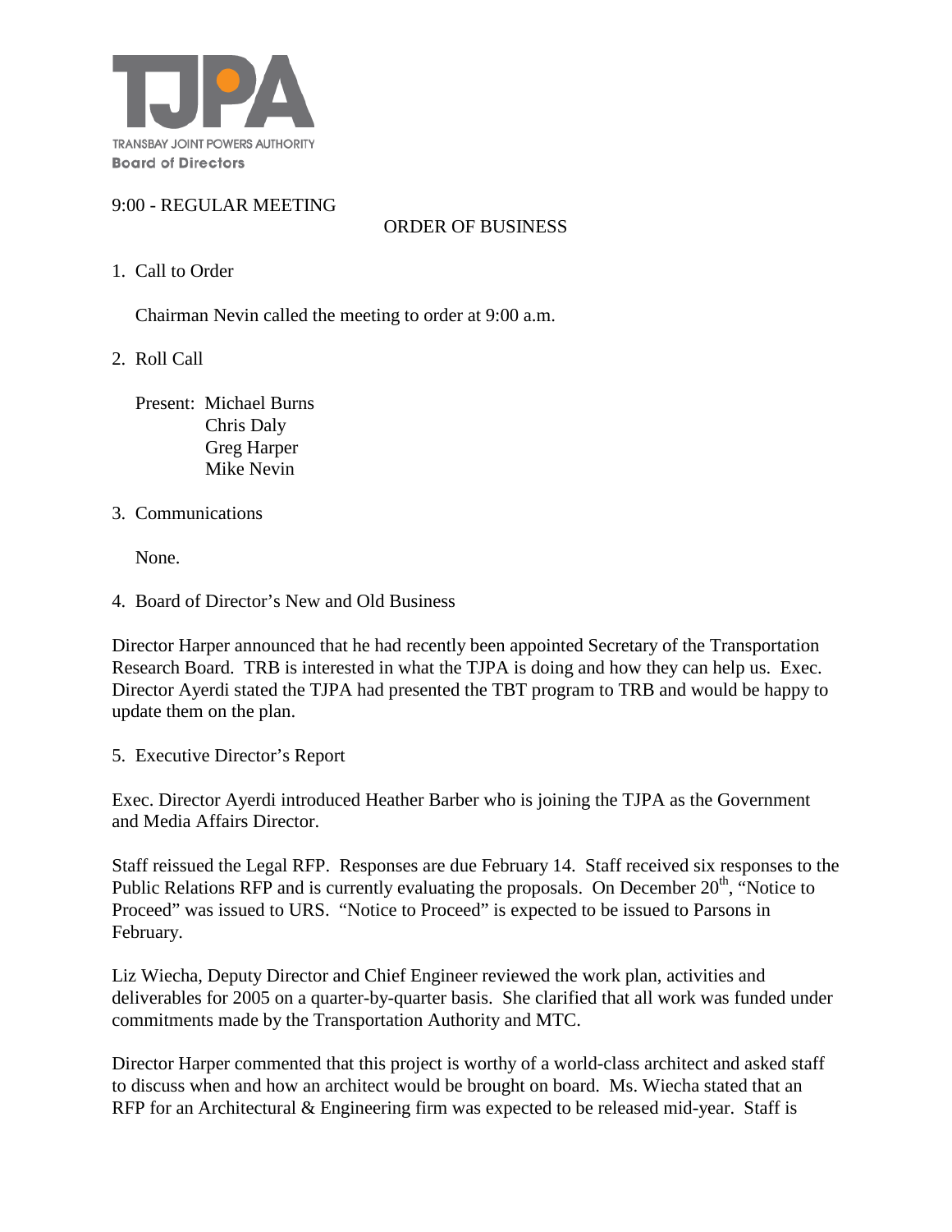TJPA

TRANSBAY JOINT POWERS AUTHORITY

**Board of Directors**

9:00 - REGULAR MEETING

ORDER OF BUSINESS

1. Call to Order

   Chairman Nevin called the meeting to order at 9:00 a.m.

2. Roll Call

   Present: Michael Burns
   Chris Daly
   Greg Harper
   Mike Nevin

3. Communications

   None.

4. Board of Director's New and Old Business

Director Harper announced that he had recently been appointed Secretary of the Transportation Research Board. TRB is interested in what the TJPA is doing and how they can help us. Exec. Director Ayerdi stated the TJPA had presented the TBT program to TRB and would be happy to update them on the plan.

5. Executive Director's Report

Exec. Director Ayerdi introduced Heather Barber who is joining the TJPA as the Government and Media Affairs Director.

Staff reissued the Legal RFP. Responses are due February 14. Staff received six responses to the Public Relations RFP and is currently evaluating the proposals. On December 20th, "Notice to Proceed" was issued to URS. "Notice to Proceed" is expected to be issued to Parsons in February.

Liz Wiecha, Deputy Director and Chief Engineer reviewed the work plan, activities and deliverables for 2005 on a quarter-by-quarter basis. She clarified that all work was funded under commitments made by the Transportation Authority and MTC.

Director Harper commented that this project is worthy of a world-class architect and asked staff to discuss when and how an architect would be brought on board. Ms. Wiecha stated that an RFP for an Architectural & Engineering firm was expected to be released mid-year. Staff is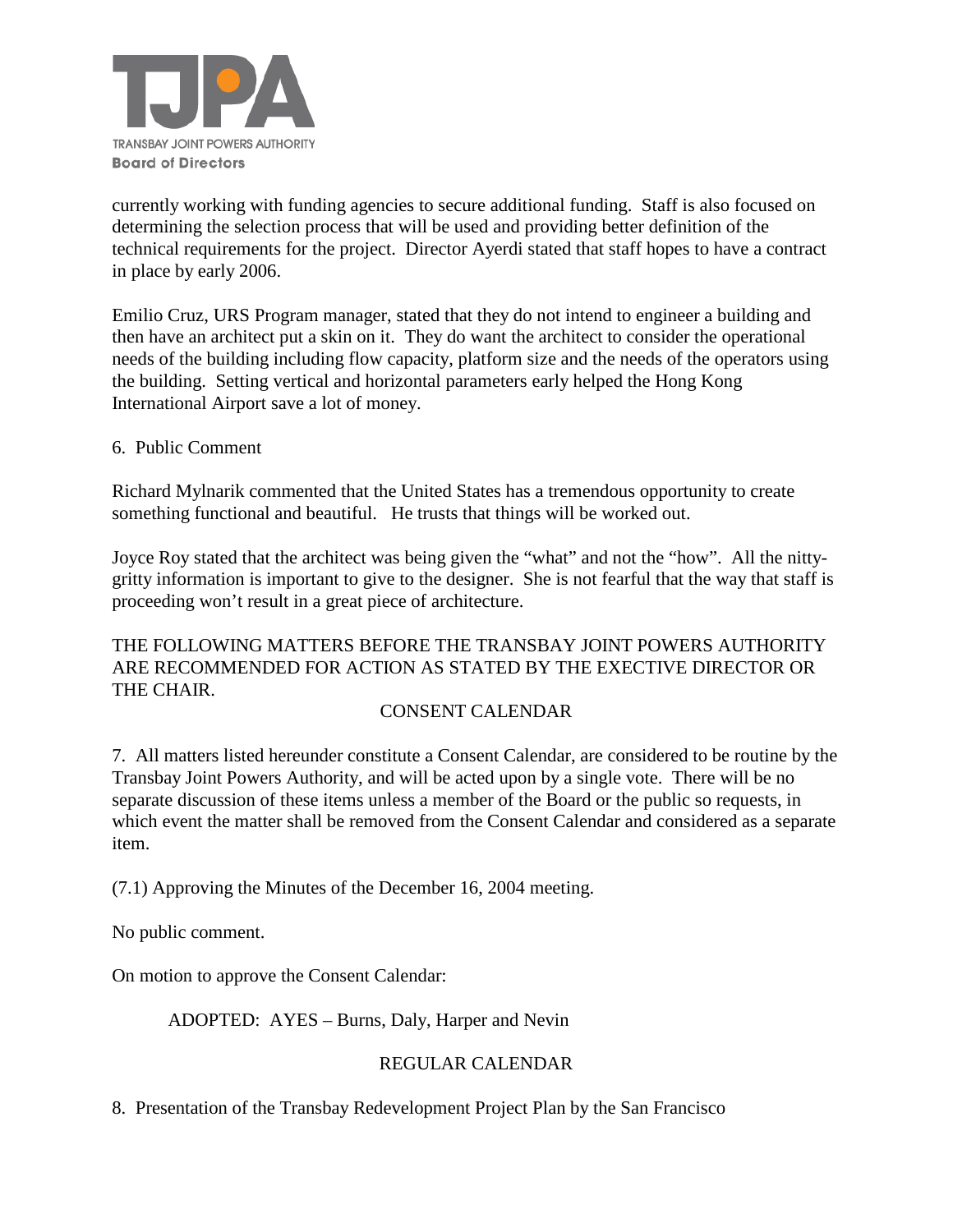currently working with funding agencies to secure additional funding. Staff is also focused on determining the selection process that will be used and providing better definition of the technical requirements for the project. Director Ayerdi stated that staff hopes to have a contract in place by early 2006.

Emilio Cruz, URS Program manager, stated that they do not intend to engineer a building and then have an architect put a skin on it. They do want the architect to consider the operational needs of the building including flow capacity, platform size and the needs of the operators using the building. Setting vertical and horizontal parameters early helped the Hong Kong International Airport save a lot of money.

6. Public Comment

Richard Mylnarik commented that the United States has a tremendous opportunity to create something functional and beautiful. He trusts that things will be worked out.

Joyce Roy stated that the architect was being given the "what" and not the "how". All the nitty-gritty information is important to give to the designer. She is not fearful that the way that staff is proceeding won't result in a great piece of architecture.

THE FOLLOWING MATTERS BEFORE THE TRANSBAY JOINT POWERS AUTHORITY ARE RECOMMENDED FOR ACTION AS STATED BY THE EXECUTIVE DIRECTOR OR THE CHAIR.

CONSENT CALENDAR

7. All matters listed hereunder constitute a Consent Calendar, are considered to be routine by the Transbay Joint Powers Authority, and will be acted upon by a single vote. There will be no separate discussion of these items unless a member of the Board or the public so requests, in which event the matter shall be removed from the Consent Calendar and considered as a separate item.

(7.1) Approving the Minutes of the December 16, 2004 meeting.

No public comment.

On motion to approve the Consent Calendar:

ADOPTED: AYES – Burns, Daly, Harper and Nevin

REGULAR CALENDAR

8. Presentation of the Transbay Redevelopment Project Plan by the San Francisco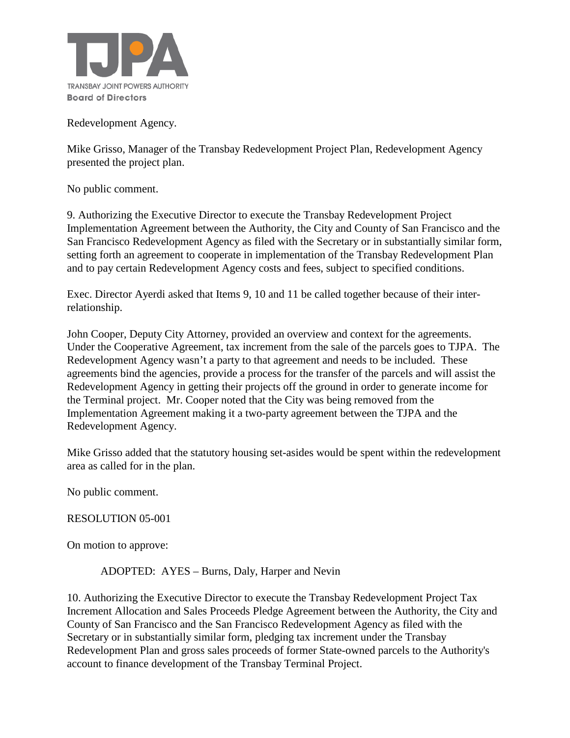Redevelopment Agency.

Mike Grisso, Manager of the Transbay Redevelopment Project Plan, Redevelopment Agency presented the project plan.

No public comment.

9. Authorizing the Executive Director to execute the Transbay Redevelopment Project Implementation Agreement between the Authority, the City and County of San Francisco and the San Francisco Redevelopment Agency as filed with the Secretary or in substantially similar form, setting forth an agreement to cooperate in implementation of the Transbay Redevelopment Plan and to pay certain Redevelopment Agency costs and fees, subject to specified conditions.

Exec. Director Ayerdi asked that Items 9, 10 and 11 be called together because of their inter-relationship.

John Cooper, Deputy City Attorney, provided an overview and context for the agreements. Under the Cooperative Agreement, tax increment from the sale of the parcels goes to TJPA. The Redevelopment Agency wasn't a party to that agreement and needs to be included. These agreements bind the agencies, provide a process for the transfer of the parcels and will assist the Redevelopment Agency in getting their projects off the ground in order to generate income for the Terminal project. Mr. Cooper noted that the City was being removed from the Implementation Agreement making it a two-party agreement between the TJPA and the Redevelopment Agency.

Mike Grisso added that the statutory housing set-asides would be spent within the redevelopment area as called for in the plan.

No public comment.

RESOLUTION 05-001

On motion to approve:

ADOPTED: AYES – Burns, Daly, Harper and Nevin

10. Authorizing the Executive Director to execute the Transbay Redevelopment Project Tax Increment Allocation and Sales Proceeds Pledge Agreement between the Authority, the City and County of San Francisco and the San Francisco Redevelopment Agency as filed with the Secretary or in substantially similar form, pledging tax increment under the Transbay Redevelopment Plan and gross sales proceeds of former State-owned parcels to the Authority's account to finance development of the Transbay Terminal Project.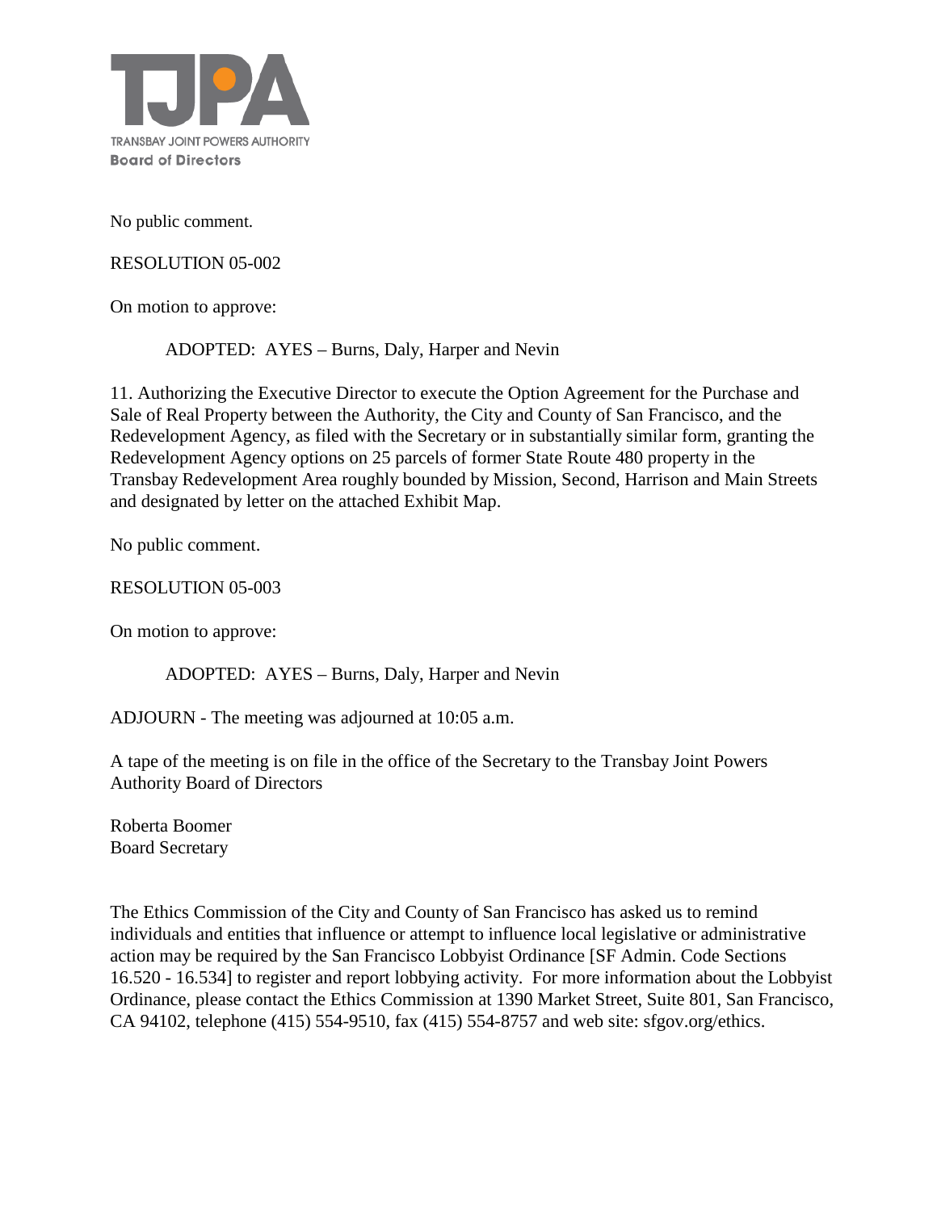No public comment.

RESOLUTION 05-002

On motion to approve:

ADOPTED: AYES – Burns, Daly, Harper and Nevin

11. Authorizing the Executive Director to execute the Option Agreement for the Purchase and Sale of Real Property between the Authority, the City and County of San Francisco, and the Redevelopment Agency, as filed with the Secretary or in substantially similar form, granting the Redevelopment Agency options on 25 parcels of former State Route 480 property in the Transbay Redevelopment Area roughly bounded by Mission, Second, Harrison and Main Streets and designated by letter on the attached Exhibit Map.

No public comment.

RESOLUTION 05-003

On motion to approve:

ADOPTED: AYES – Burns, Daly, Harper and Nevin

ADJOURN - The meeting was adjourned at 10:05 a.m.

A tape of the meeting is on file in the office of the Secretary to the Transbay Joint Powers Authority Board of Directors

Roberta Boomer
Board Secretary

The Ethics Commission of the City and County of San Francisco has asked us to remind individuals and entities that influence or attempt to influence local legislative or administrative action may be required by the San Francisco Lobbyist Ordinance [SF Admin. Code Sections 16.520 - 16.534] to register and report lobbying activity. For more information about the Lobbyist Ordinance, please contact the Ethics Commission at 1390 Market Street, Suite 801, San Francisco, CA 94102, telephone (415) 554-9510, fax (415) 554-8757 and web site: sfgov.org/ethics.